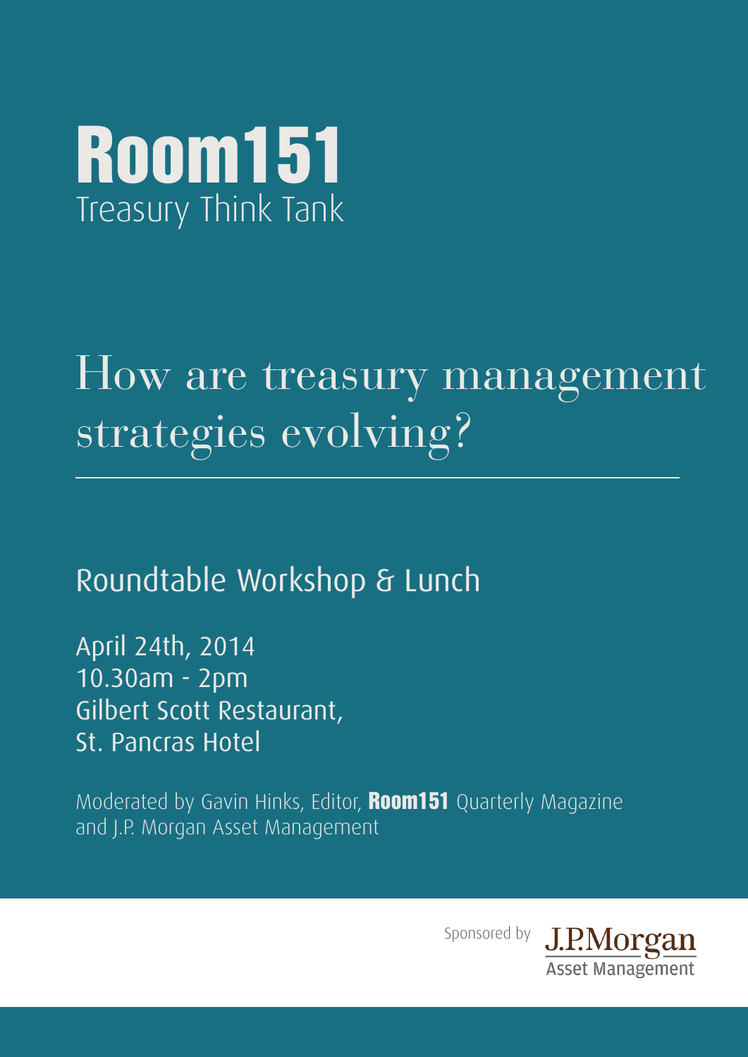# Room151

Treasury Think Tank

## How are treasury management strategies evolving?

---

### Roundtable Workshop & Lunch

April 24th, 2014
10.30am - 2pm
Gilbert Scott Restaurant,
St. Pancras Hotel

Moderated by Gavin Hinks, Editor, **Room151** Quarterly Magazine and J.P. Morgan Asset Management

Sponsored by J.P.Morgan Asset Management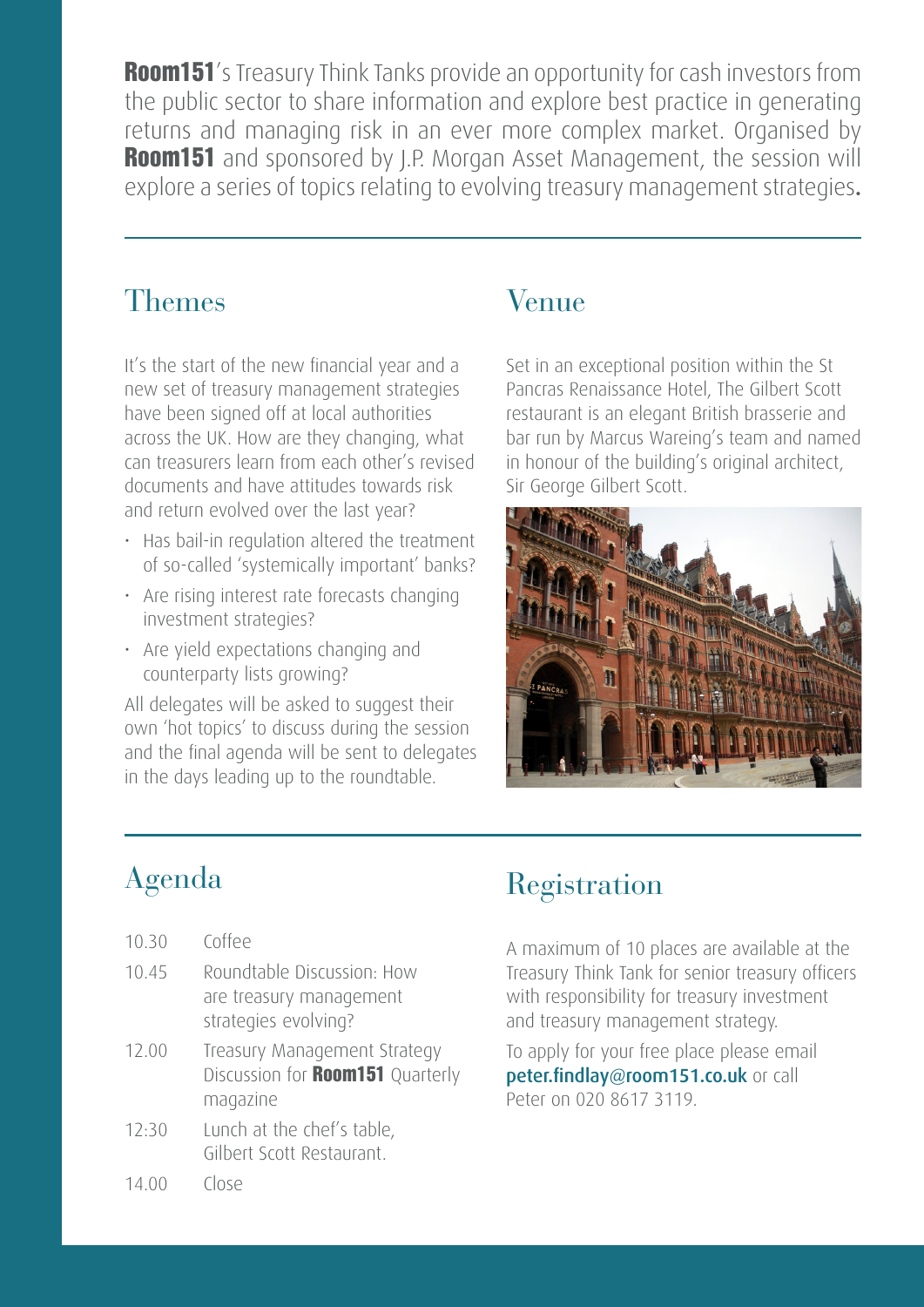**Room151**'s Treasury Think Tanks provide an opportunity for cash investors from the public sector to share information and explore best practice in generating returns and managing risk in an ever more complex market. Organised by **Room151** and sponsored by J.P. Morgan Asset Management, the session will explore a series of topics relating to evolving treasury management strategies.

## Themes

It's the start of the new financial year and a new set of treasury management strategies have been signed off at local authorities across the UK. How are they changing, what can treasurers learn from each other's revised documents and have attitudes towards risk and return evolved over the last year?

- Has bail-in regulation altered the treatment of so-called 'systemically important' banks?
- Are rising interest rate forecasts changing investment strategies?
- Are yield expectations changing and counterparty lists growing?

All delegates will be asked to suggest their own 'hot topics' to discuss during the session and the final agenda will be sent to delegates in the days leading up to the roundtable.

## Venue

Set in an exceptional position within the St Pancras Renaissance Hotel, The Gilbert Scott restaurant is an elegant British brasserie and bar run by Marcus Wareing's team and named in honour of the building's original architect, Sir George Gilbert Scott.

## Agenda

| | |
|---|---|
| 10.30 | Coffee |
| 10.45 | Roundtable Discussion: How are treasury management strategies evolving? |
| 12.00 | Treasury Management Strategy Discussion for **Room151** Quarterly magazine |
| 12:30 | Lunch at the chef's table, Gilbert Scott Restaurant. |
| 14.00 | Close |

## Registration

A maximum of 10 places are available at the Treasury Think Tank for senior treasury officers with responsibility for treasury investment and treasury management strategy.

To apply for your free place please email **peter.findlay@room151.co.uk** or call Peter on 020 8617 3119.